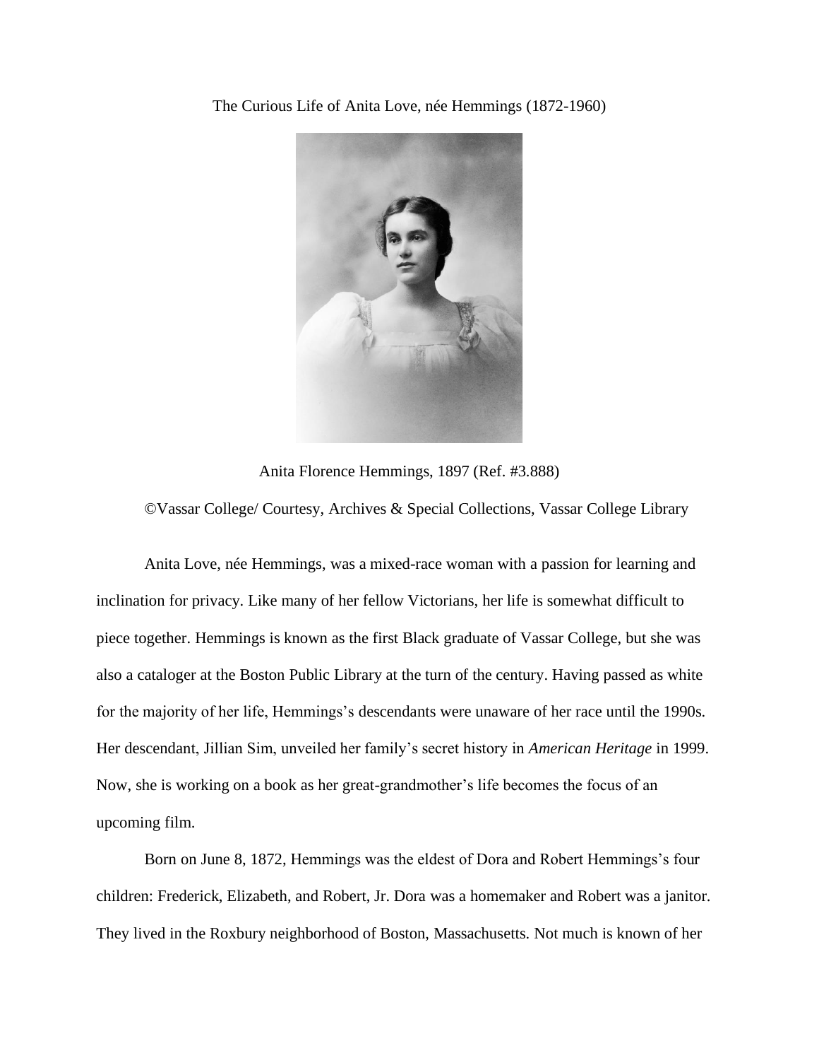# The Curious Life of Anita Love, née Hemmings (1872-1960)

Anita Florence Hemmings, 1897 (Ref. #3.888)

©Vassar College/ Courtesy, Archives & Special Collections, Vassar College Library

Anita Love, née Hemmings, was a mixed-race woman with a passion for learning and inclination for privacy. Like many of her fellow Victorians, her life is somewhat difficult to piece together. Hemmings is known as the first Black graduate of Vassar College, but she was also a cataloger at the Boston Public Library at the turn of the century. Having passed as white for the majority of her life, Hemmings's descendants were unaware of her race until the 1990s. Her descendant, Jillian Sim, unveiled her family's secret history in *American Heritage* in 1999. Now, she is working on a book as her great-grandmother's life becomes the focus of an upcoming film.

Born on June 8, 1872, Hemmings was the eldest of Dora and Robert Hemmings's four children: Frederick, Elizabeth, and Robert, Jr. Dora was a homemaker and Robert was a janitor. They lived in the Roxbury neighborhood of Boston, Massachusetts. Not much is known of her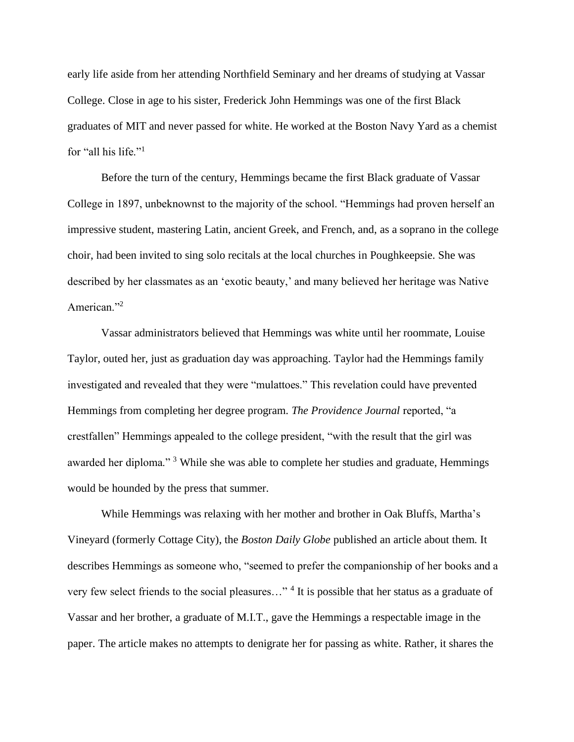early life aside from her attending Northfield Seminary and her dreams of studying at Vassar College. Close in age to his sister, Frederick John Hemmings was one of the first Black graduates of MIT and never passed for white. He worked at the Boston Navy Yard as a chemist for "all his life."[1]

Before the turn of the century, Hemmings became the first Black graduate of Vassar College in 1897, unbeknownst to the majority of the school. "Hemmings had proven herself an impressive student, mastering Latin, ancient Greek, and French, and, as a soprano in the college choir, had been invited to sing solo recitals at the local churches in Poughkeepsie. She was described by her classmates as an 'exotic beauty,' and many believed her heritage was Native American."[2]

Vassar administrators believed that Hemmings was white until her roommate, Louise Taylor, outed her, just as graduation day was approaching. Taylor had the Hemmings family investigated and revealed that they were "mulattoes." This revelation could have prevented Hemmings from completing her degree program. *The Providence Journal* reported, "a crestfallen" Hemmings appealed to the college president, "with the result that the girl was awarded her diploma." [3] While she was able to complete her studies and graduate, Hemmings would be hounded by the press that summer.

While Hemmings was relaxing with her mother and brother in Oak Bluffs, Martha's Vineyard (formerly Cottage City), the *Boston Daily Globe* published an article about them. It describes Hemmings as someone who, "seemed to prefer the companionship of her books and a very few select friends to the social pleasures…" [4] It is possible that her status as a graduate of Vassar and her brother, a graduate of M.I.T., gave the Hemmings a respectable image in the paper. The article makes no attempts to denigrate her for passing as white. Rather, it shares the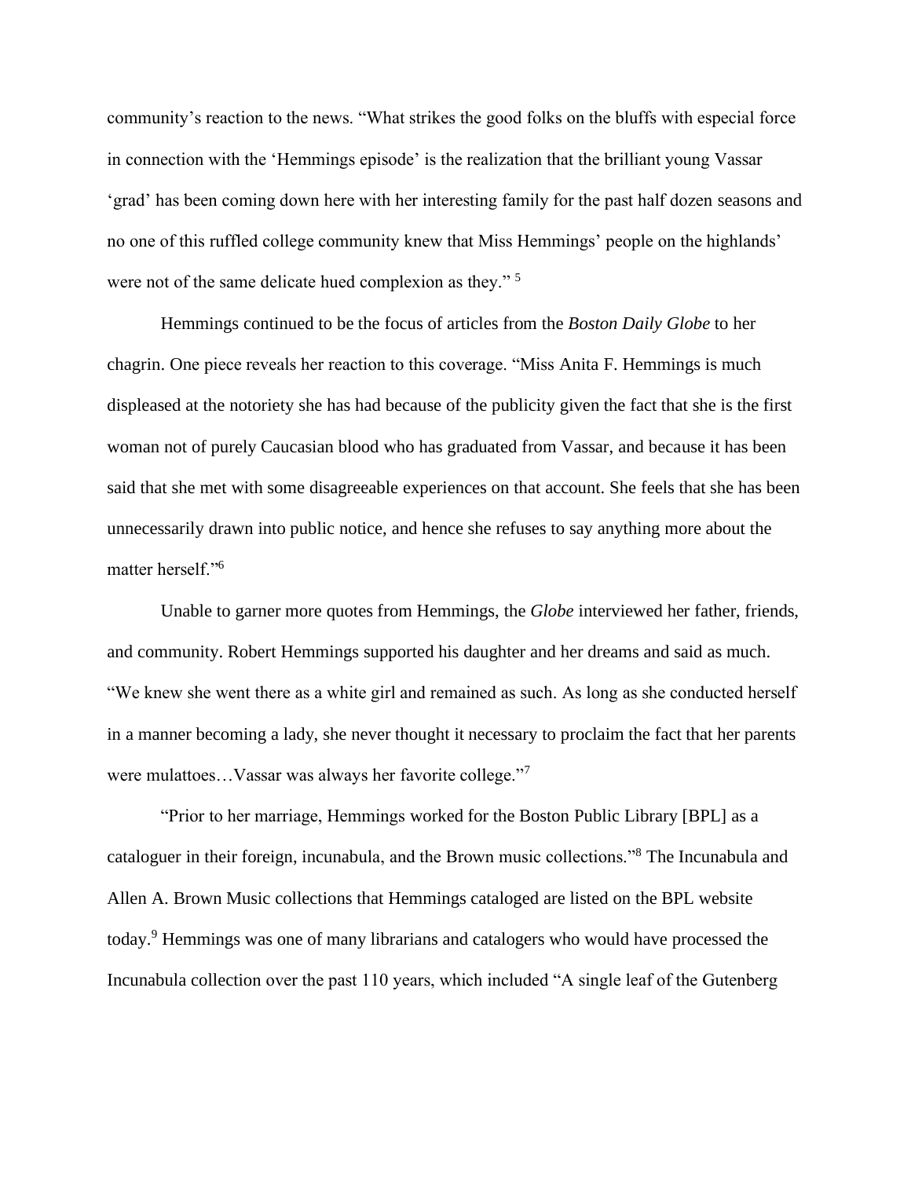community's reaction to the news. "What strikes the good folks on the bluffs with especial force in connection with the 'Hemmings episode' is the realization that the brilliant young Vassar 'grad' has been coming down here with her interesting family for the past half dozen seasons and no one of this ruffled college community knew that Miss Hemmings' people on the highlands' were not of the same delicate hued complexion as they." [5]

Hemmings continued to be the focus of articles from the *Boston Daily Globe* to her chagrin. One piece reveals her reaction to this coverage. "Miss Anita F. Hemmings is much displeased at the notoriety she has had because of the publicity given the fact that she is the first woman not of purely Caucasian blood who has graduated from Vassar, and because it has been said that she met with some disagreeable experiences on that account. She feels that she has been unnecessarily drawn into public notice, and hence she refuses to say anything more about the matter herself."[6]

Unable to garner more quotes from Hemmings, the *Globe* interviewed her father, friends, and community. Robert Hemmings supported his daughter and her dreams and said as much. "We knew she went there as a white girl and remained as such. As long as she conducted herself in a manner becoming a lady, she never thought it necessary to proclaim the fact that her parents were mulattoes…Vassar was always her favorite college."[7]

"Prior to her marriage, Hemmings worked for the Boston Public Library [BPL] as a cataloguer in their foreign, incunabula, and the Brown music collections."[8] The Incunabula and Allen A. Brown Music collections that Hemmings cataloged are listed on the BPL website today.[9] Hemmings was one of many librarians and catalogers who would have processed the Incunabula collection over the past 110 years, which included "A single leaf of the Gutenberg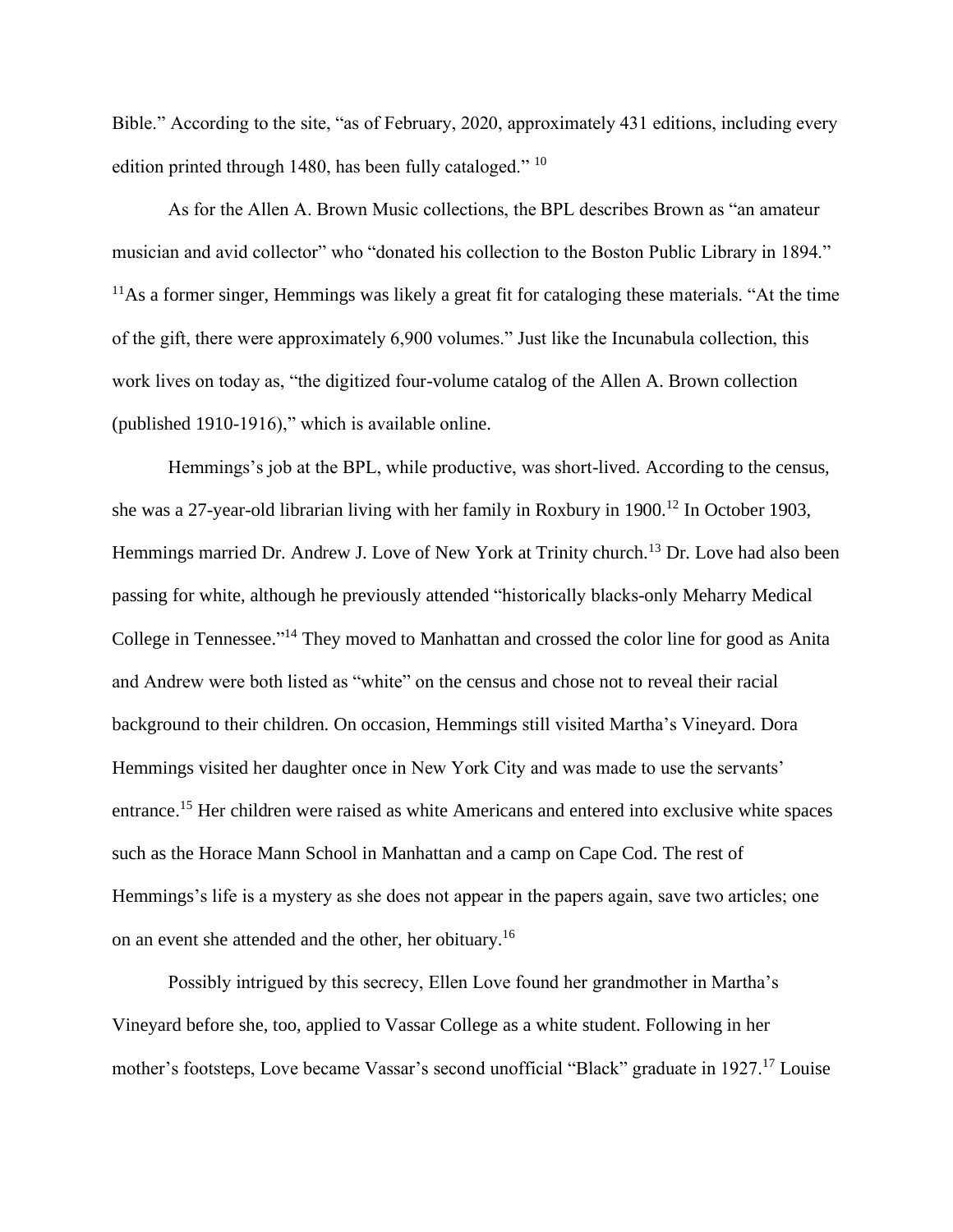Bible." According to the site, "as of February, 2020, approximately 431 editions, including every edition printed through 1480, has been fully cataloged." [10]

As for the Allen A. Brown Music collections, the BPL describes Brown as "an amateur musician and avid collector" who "donated his collection to the Boston Public Library in 1894." [11]As a former singer, Hemmings was likely a great fit for cataloging these materials. "At the time of the gift, there were approximately 6,900 volumes." Just like the Incunabula collection, this work lives on today as, "the digitized four-volume catalog of the Allen A. Brown collection (published 1910-1916)," which is available online.

Hemmings's job at the BPL, while productive, was short-lived. According to the census, she was a 27-year-old librarian living with her family in Roxbury in 1900.[12] In October 1903, Hemmings married Dr. Andrew J. Love of New York at Trinity church.[13] Dr. Love had also been passing for white, although he previously attended "historically blacks-only Meharry Medical College in Tennessee."[14] They moved to Manhattan and crossed the color line for good as Anita and Andrew were both listed as "white" on the census and chose not to reveal their racial background to their children. On occasion, Hemmings still visited Martha's Vineyard. Dora Hemmings visited her daughter once in New York City and was made to use the servants' entrance.[15] Her children were raised as white Americans and entered into exclusive white spaces such as the Horace Mann School in Manhattan and a camp on Cape Cod. The rest of Hemmings's life is a mystery as she does not appear in the papers again, save two articles; one on an event she attended and the other, her obituary.[16]

Possibly intrigued by this secrecy, Ellen Love found her grandmother in Martha's Vineyard before she, too, applied to Vassar College as a white student. Following in her mother's footsteps, Love became Vassar's second unofficial "Black" graduate in 1927.[17] Louise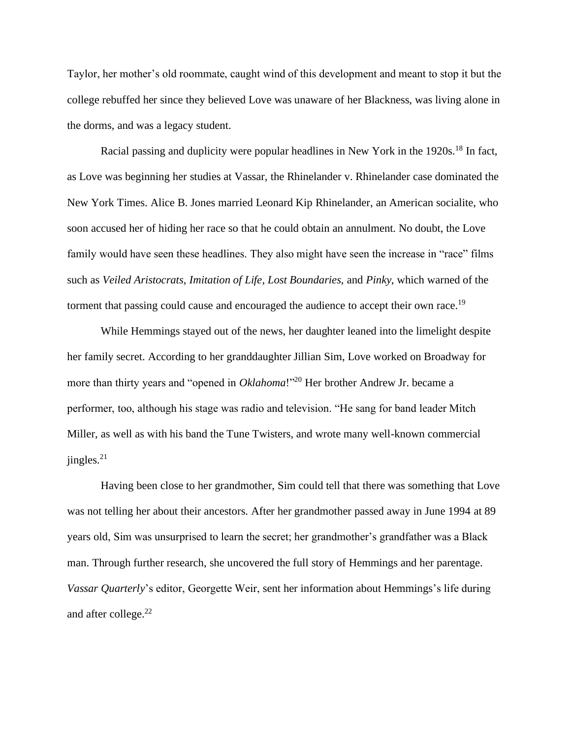Taylor, her mother's old roommate, caught wind of this development and meant to stop it but the college rebuffed her since they believed Love was unaware of her Blackness, was living alone in the dorms, and was a legacy student.

Racial passing and duplicity were popular headlines in New York in the 1920s.[18] In fact, as Love was beginning her studies at Vassar, the Rhinelander v. Rhinelander case dominated the New York Times. Alice B. Jones married Leonard Kip Rhinelander, an American socialite, who soon accused her of hiding her race so that he could obtain an annulment. No doubt, the Love family would have seen these headlines. They also might have seen the increase in "race" films such as *Veiled Aristocrats*, *Imitation of Life*, *Lost Boundaries*, and *Pinky*, which warned of the torment that passing could cause and encouraged the audience to accept their own race.[19]

While Hemmings stayed out of the news, her daughter leaned into the limelight despite her family secret. According to her granddaughter Jillian Sim, Love worked on Broadway for more than thirty years and "opened in *Oklahoma*!"[20] Her brother Andrew Jr. became a performer, too, although his stage was radio and television. "He sang for band leader Mitch Miller, as well as with his band the Tune Twisters, and wrote many well-known commercial jingles.[21]

Having been close to her grandmother, Sim could tell that there was something that Love was not telling her about their ancestors. After her grandmother passed away in June 1994 at 89 years old, Sim was unsurprised to learn the secret; her grandmother's grandfather was a Black man. Through further research, she uncovered the full story of Hemmings and her parentage. *Vassar Quarterly*'s editor, Georgette Weir, sent her information about Hemmings's life during and after college.[22]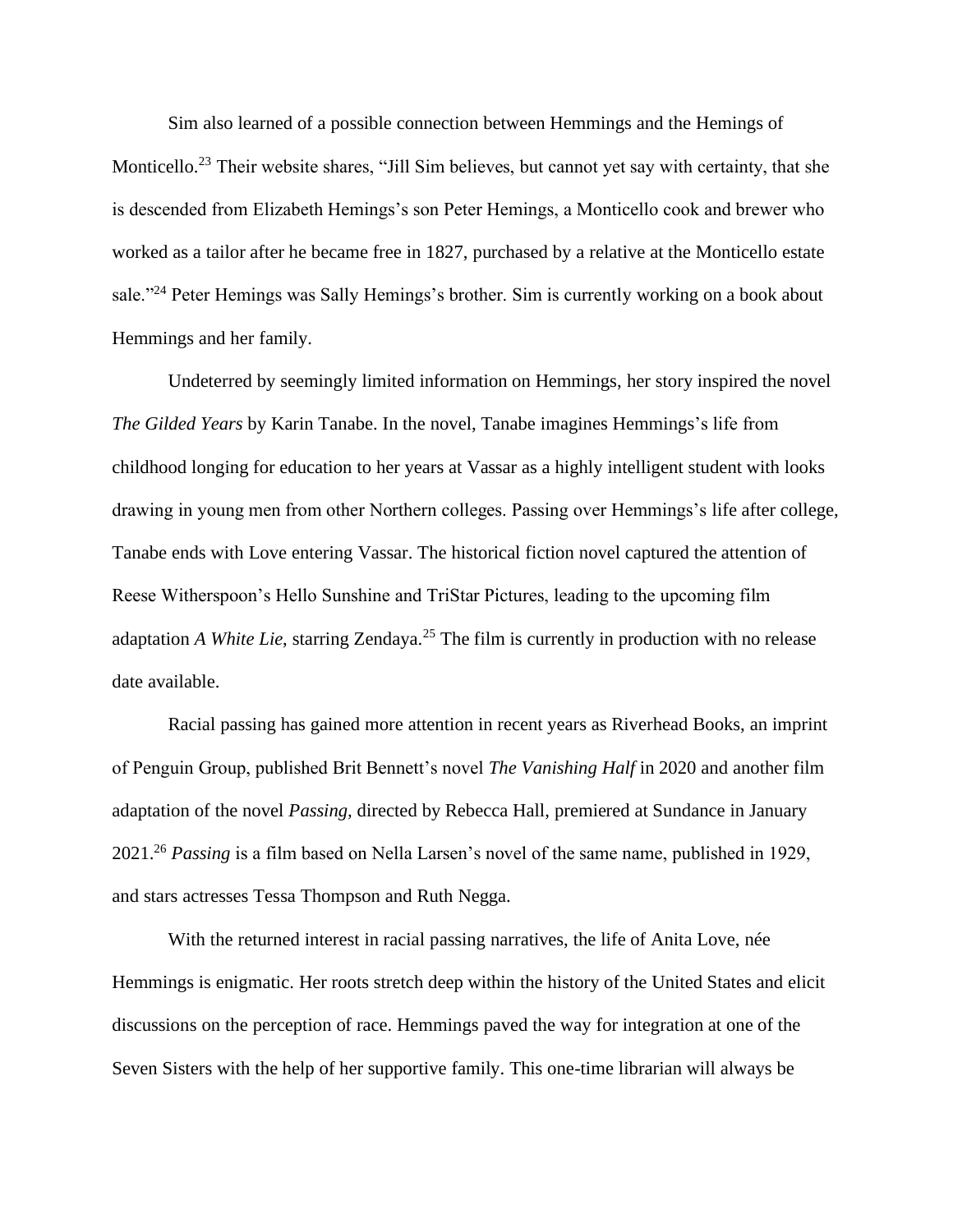Sim also learned of a possible connection between Hemmings and the Hemings of Monticello.[23] Their website shares, "Jill Sim believes, but cannot yet say with certainty, that she is descended from Elizabeth Hemings's son Peter Hemings, a Monticello cook and brewer who worked as a tailor after he became free in 1827, purchased by a relative at the Monticello estate sale."[24] Peter Hemings was Sally Hemings's brother. Sim is currently working on a book about Hemmings and her family.

Undeterred by seemingly limited information on Hemmings, her story inspired the novel *The Gilded Years* by Karin Tanabe. In the novel, Tanabe imagines Hemmings's life from childhood longing for education to her years at Vassar as a highly intelligent student with looks drawing in young men from other Northern colleges. Passing over Hemmings's life after college, Tanabe ends with Love entering Vassar. The historical fiction novel captured the attention of Reese Witherspoon's Hello Sunshine and TriStar Pictures, leading to the upcoming film adaptation *A White Lie*, starring Zendaya.[25] The film is currently in production with no release date available.

Racial passing has gained more attention in recent years as Riverhead Books, an imprint of Penguin Group, published Brit Bennett's novel *The Vanishing Half* in 2020 and another film adaptation of the novel *Passing*, directed by Rebecca Hall, premiered at Sundance in January 2021.[26] *Passing* is a film based on Nella Larsen's novel of the same name, published in 1929, and stars actresses Tessa Thompson and Ruth Negga.

With the returned interest in racial passing narratives, the life of Anita Love, née Hemmings is enigmatic. Her roots stretch deep within the history of the United States and elicit discussions on the perception of race. Hemmings paved the way for integration at one of the Seven Sisters with the help of her supportive family. This one-time librarian will always be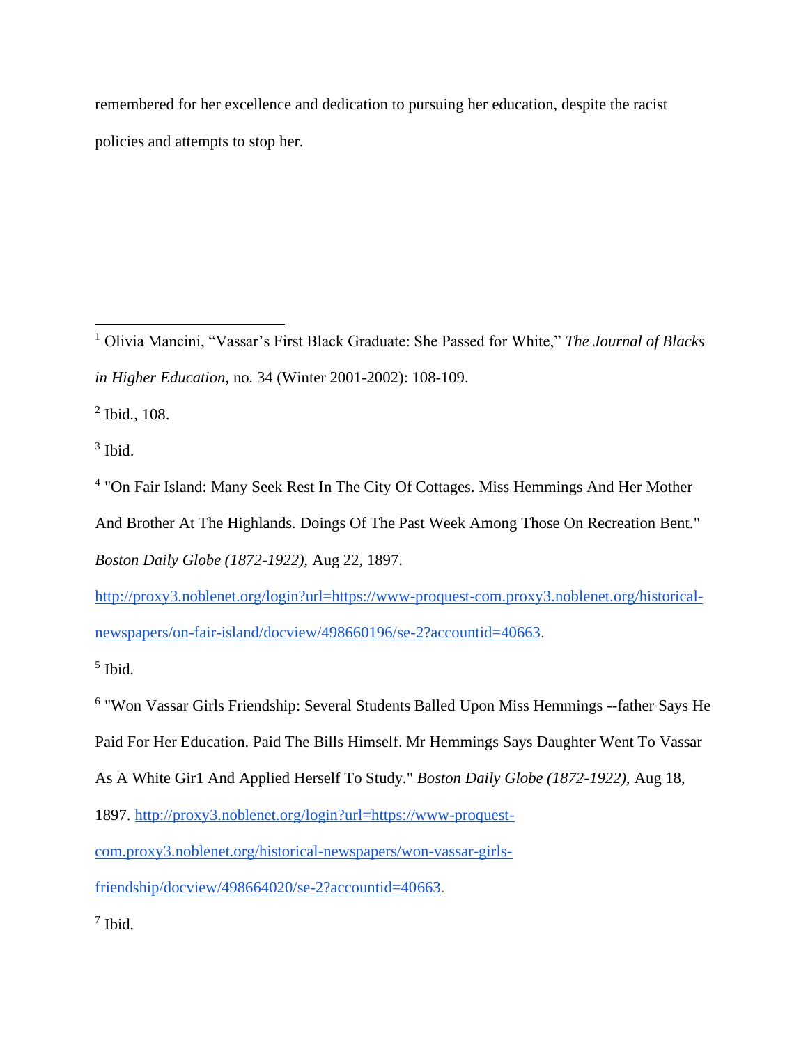remembered for her excellence and dedication to pursuing her education, despite the racist policies and attempts to stop her.

---

[1] Olivia Mancini, "Vassar's First Black Graduate: She Passed for White," *The Journal of Blacks in Higher Education*, no. 34 (Winter 2001-2002): 108-109.

[2] Ibid., 108.

[3] Ibid.

[4] "On Fair Island: Many Seek Rest In The City Of Cottages. Miss Hemmings And Her Mother And Brother At The Highlands. Doings Of The Past Week Among Those On Recreation Bent." *Boston Daily Globe (1872-1922),* Aug 22, 1897. http://proxy3.noblenet.org/login?url=https://www-proquest-com.proxy3.noblenet.org/historical-newspapers/on-fair-island/docview/498660196/se-2?accountid=40663.

[5] Ibid.

[6] "Won Vassar Girls Friendship: Several Students Balled Upon Miss Hemmings --father Says He Paid For Her Education. Paid The Bills Himself. Mr Hemmings Says Daughter Went To Vassar As A White Gir1 And Applied Herself To Study." *Boston Daily Globe (1872-1922),* Aug 18, 1897. http://proxy3.noblenet.org/login?url=https://www-proquest-com.proxy3.noblenet.org/historical-newspapers/won-vassar-girls-friendship/docview/498664020/se-2?accountid=40663.

[7] Ibid.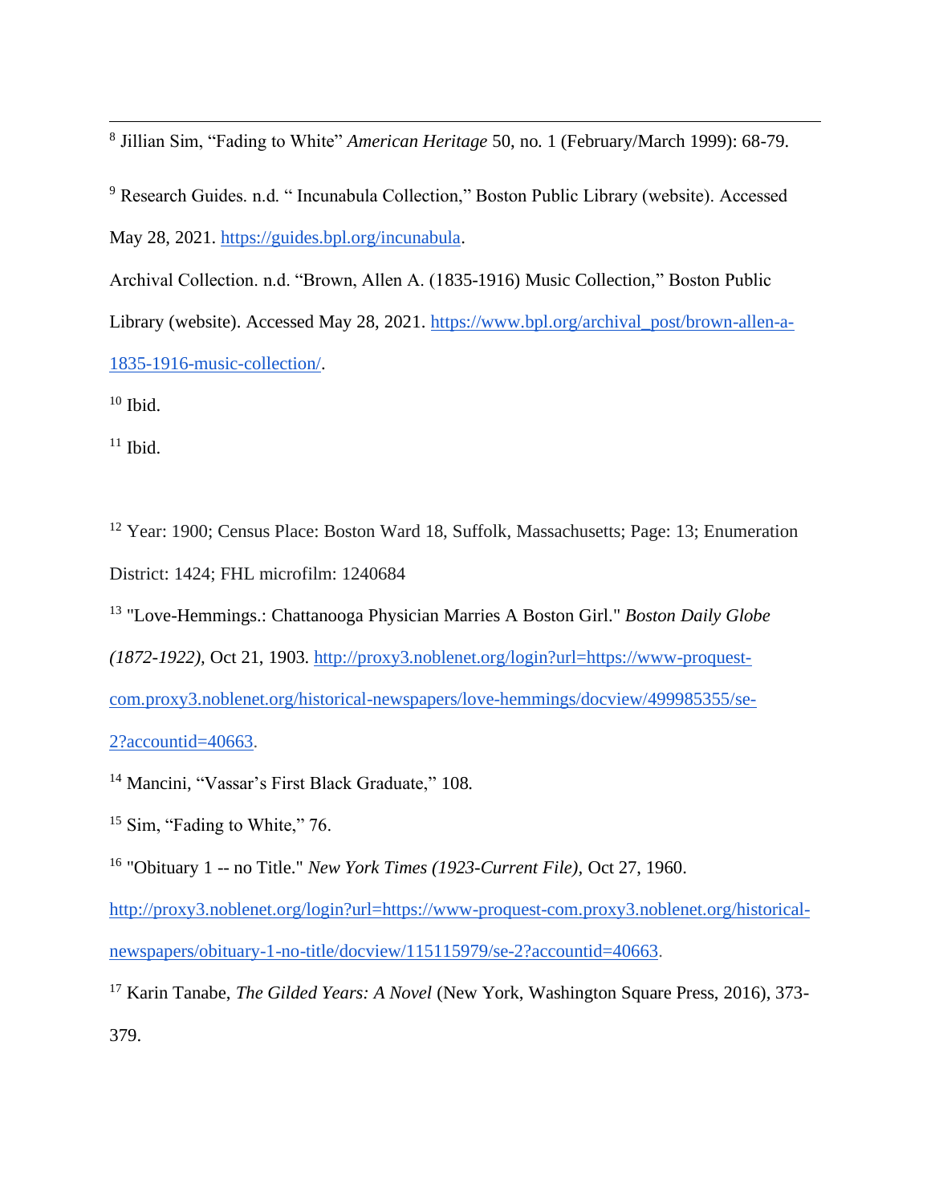[8] Jillian Sim, “Fading to White” *American Heritage* 50, no. 1 (February/March 1999): 68-79.

[9] Research Guides. n.d. “ Incunabula Collection,” Boston Public Library (website). Accessed May 28, 2021. https://guides.bpl.org/incunabula.

Archival Collection. n.d. “Brown, Allen A. (1835-1916) Music Collection,” Boston Public Library (website). Accessed May 28, 2021. https://www.bpl.org/archival_post/brown-allen-a-1835-1916-music-collection/.

[10] Ibid.

[11] Ibid.

[12] Year: 1900; Census Place: Boston Ward 18, Suffolk, Massachusetts; Page: 13; Enumeration District: 1424; FHL microfilm: 1240684

[13] "Love-Hemmings.: Chattanooga Physician Marries A Boston Girl." *Boston Daily Globe (1872-1922),* Oct 21, 1903. http://proxy3.noblenet.org/login?url=https://www-proquest-com.proxy3.noblenet.org/historical-newspapers/love-hemmings/docview/499985355/se-2?accountid=40663.

[14] Mancini, “Vassar’s First Black Graduate,” 108.

[15] Sim, “Fading to White,” 76.

[16] "Obituary 1 -- no Title." *New York Times (1923-Current File),* Oct 27, 1960. http://proxy3.noblenet.org/login?url=https://www-proquest-com.proxy3.noblenet.org/historical-newspapers/obituary-1-no-title/docview/115115979/se-2?accountid=40663.

[17] Karin Tanabe, *The Gilded Years: A Novel* (New York, Washington Square Press, 2016), 373-379.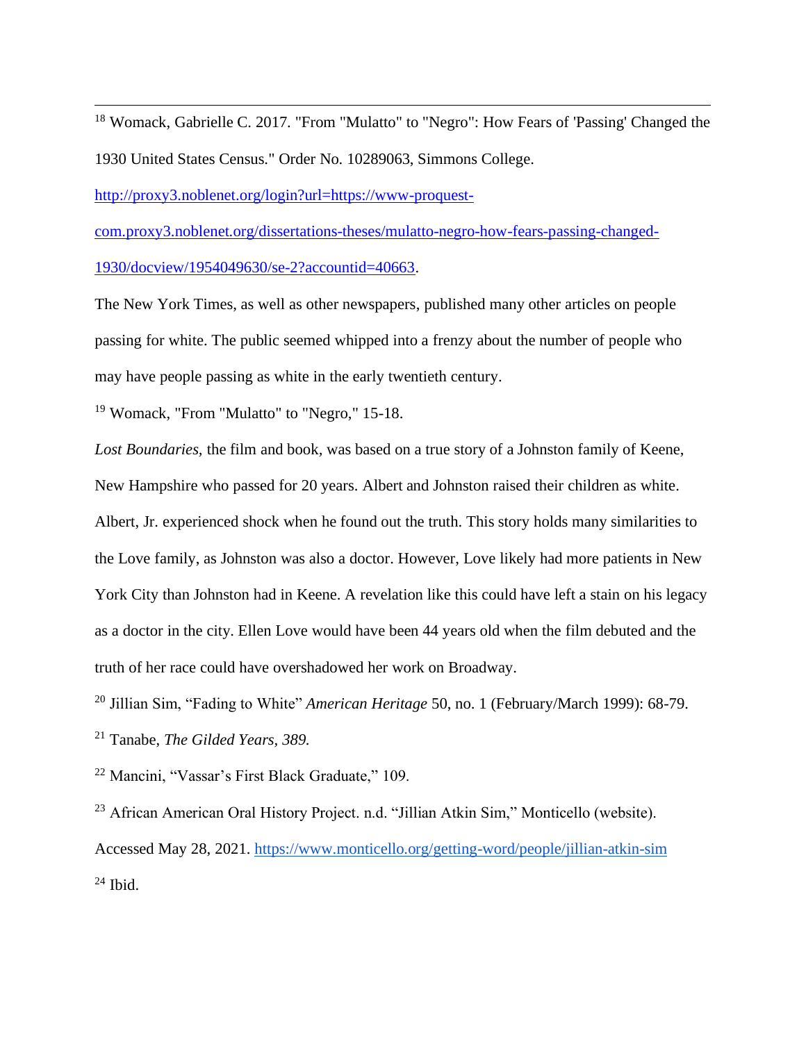---

[18] Womack, Gabrielle C. 2017. "From "Mulatto" to "Negro": How Fears of 'Passing' Changed the 1930 United States Census." Order No. 10289063, Simmons College. http://proxy3.noblenet.org/login?url=https://www-proquest-com.proxy3.noblenet.org/dissertations-theses/mulatto-negro-how-fears-passing-changed-1930/docview/1954049630/se-2?accountid=40663.

The New York Times, as well as other newspapers, published many other articles on people passing for white. The public seemed whipped into a frenzy about the number of people who may have people passing as white in the early twentieth century.

[19] Womack, "From "Mulatto" to "Negro," 15-18.

*Lost Boundaries,* the film and book, was based on a true story of a Johnston family of Keene, New Hampshire who passed for 20 years. Albert and Johnston raised their children as white. Albert, Jr. experienced shock when he found out the truth. This story holds many similarities to the Love family, as Johnston was also a doctor. However, Love likely had more patients in New York City than Johnston had in Keene. A revelation like this could have left a stain on his legacy as a doctor in the city. Ellen Love would have been 44 years old when the film debuted and the truth of her race could have overshadowed her work on Broadway.

[20] Jillian Sim, "Fading to White" *American Heritage* 50, no. 1 (February/March 1999): 68-79.

[21] Tanabe, *The Gilded Years, 389.*

[22] Mancini, "Vassar's First Black Graduate," 109.

[23] African American Oral History Project. n.d. "Jillian Atkin Sim," Monticello (website). Accessed May 28, 2021. https://www.monticello.org/getting-word/people/jillian-atkin-sim

[24] Ibid.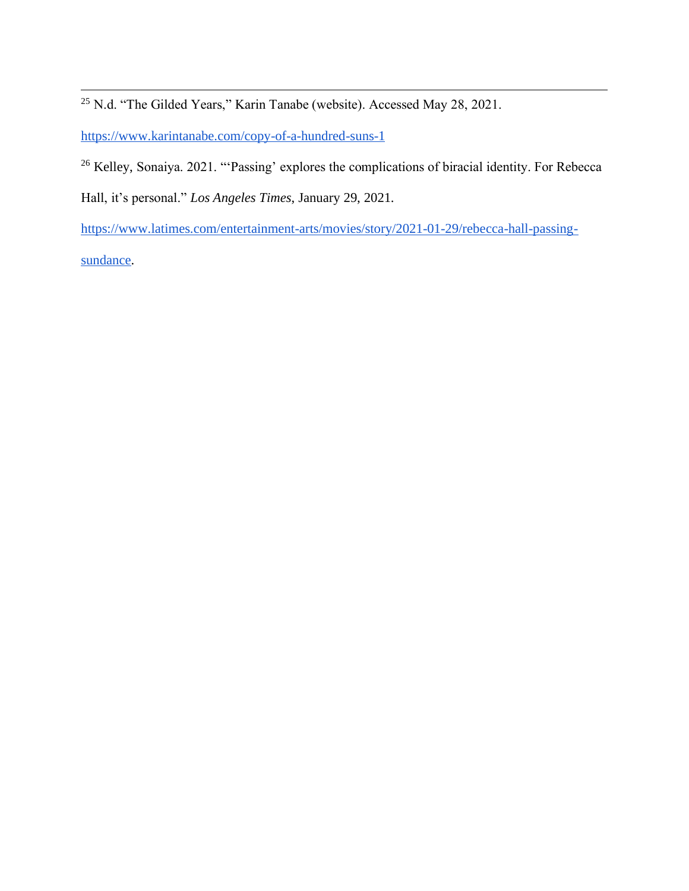[25] N.d. "The Gilded Years," Karin Tanabe (website). Accessed May 28, 2021.

https://www.karintanabe.com/copy-of-a-hundred-suns-1

[26] Kelley, Sonaiya. 2021. "'Passing' explores the complications of biracial identity. For Rebecca Hall, it's personal." *Los Angeles Times*, January 29, 2021.

https://www.latimes.com/entertainment-arts/movies/story/2021-01-29/rebecca-hall-passing-sundance.